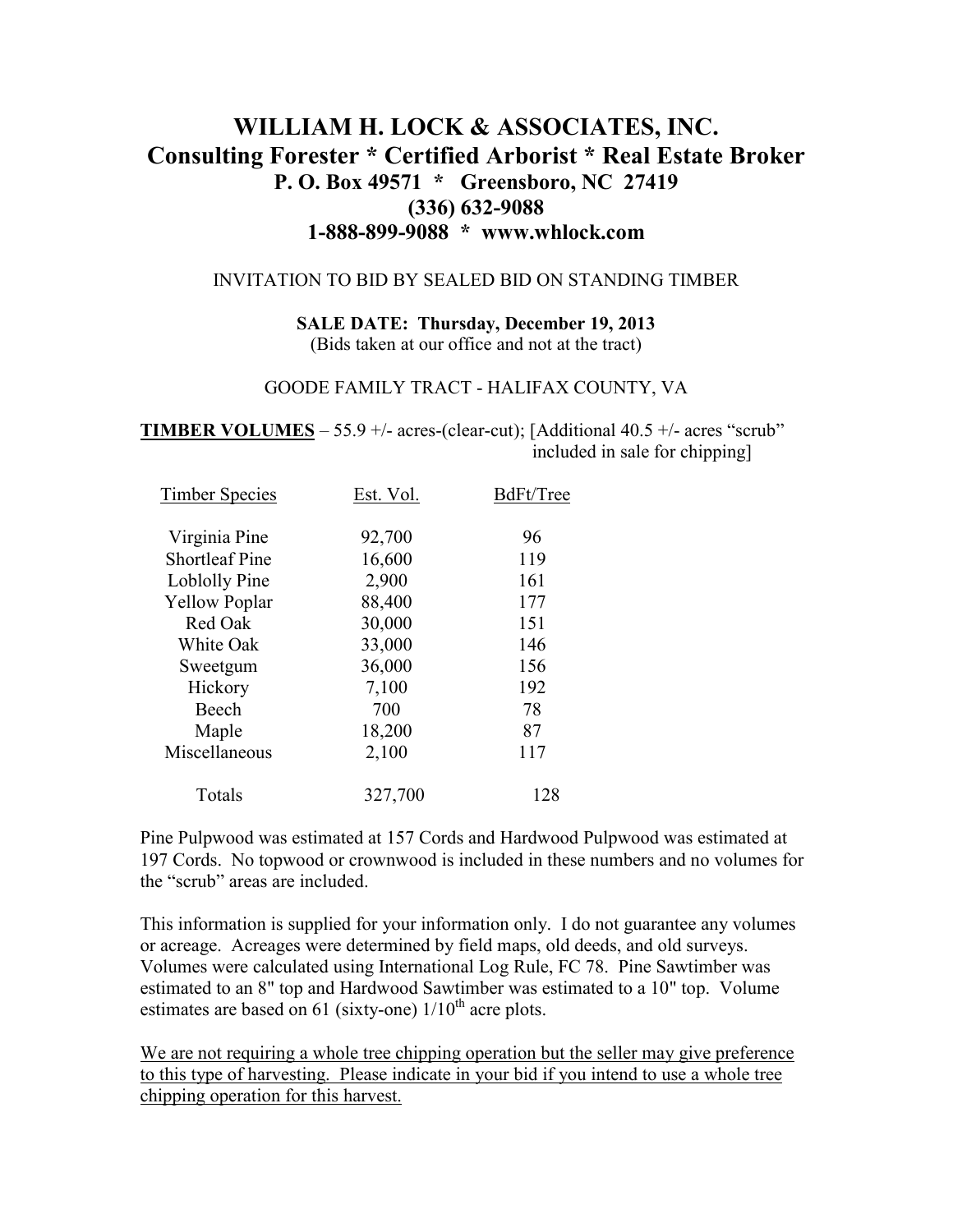# WILLIAM H. LOCK & ASSOCIATES, INC.

## Consulting Forester * Certified Arborist * Real Estate Broker

**P. O. Box 49571 * Greensboro, NC 27419**

**(336) 632-9088**

**1-888-899-9088 * www.whlock.com**

INVITATION TO BID BY SEALED BID ON STANDING TIMBER

**SALE DATE: Thursday, December 19, 2013**

(Bids taken at our office and not at the tract)

GOODE FAMILY TRACT - HALIFAX COUNTY, VA

**TIMBER VOLUMES** – 55.9 +/- acres-(clear-cut); [Additional 40.5 +/- acres "scrub" included in sale for chipping]

| Timber Species | Est. Vol. | BdFt/Tree |
|---|---|---|
| Virginia Pine | 92,700 | 96 |
| Shortleaf Pine | 16,600 | 119 |
| Loblolly Pine | 2,900 | 161 |
| Yellow Poplar | 88,400 | 177 |
| Red Oak | 30,000 | 151 |
| White Oak | 33,000 | 146 |
| Sweetgum | 36,000 | 156 |
| Hickory | 7,100 | 192 |
| Beech | 700 | 78 |
| Maple | 18,200 | 87 |
| Miscellaneous | 2,100 | 117 |
| Totals | 327,700 | 128 |

Pine Pulpwood was estimated at 157 Cords and Hardwood Pulpwood was estimated at 197 Cords. No topwood or crownwood is included in these numbers and no volumes for the "scrub" areas are included.

This information is supplied for your information only. I do not guarantee any volumes or acreage. Acreages were determined by field maps, old deeds, and old surveys. Volumes were calculated using International Log Rule, FC 78. Pine Sawtimber was estimated to an 8" top and Hardwood Sawtimber was estimated to a 10" top. Volume estimates are based on 61 (sixty-one) $1/10^{th}$ acre plots.

<u>We are not requiring a whole tree chipping operation but the seller may give preference to this type of harvesting. Please indicate in your bid if you intend to use a whole tree chipping operation for this harvest.</u>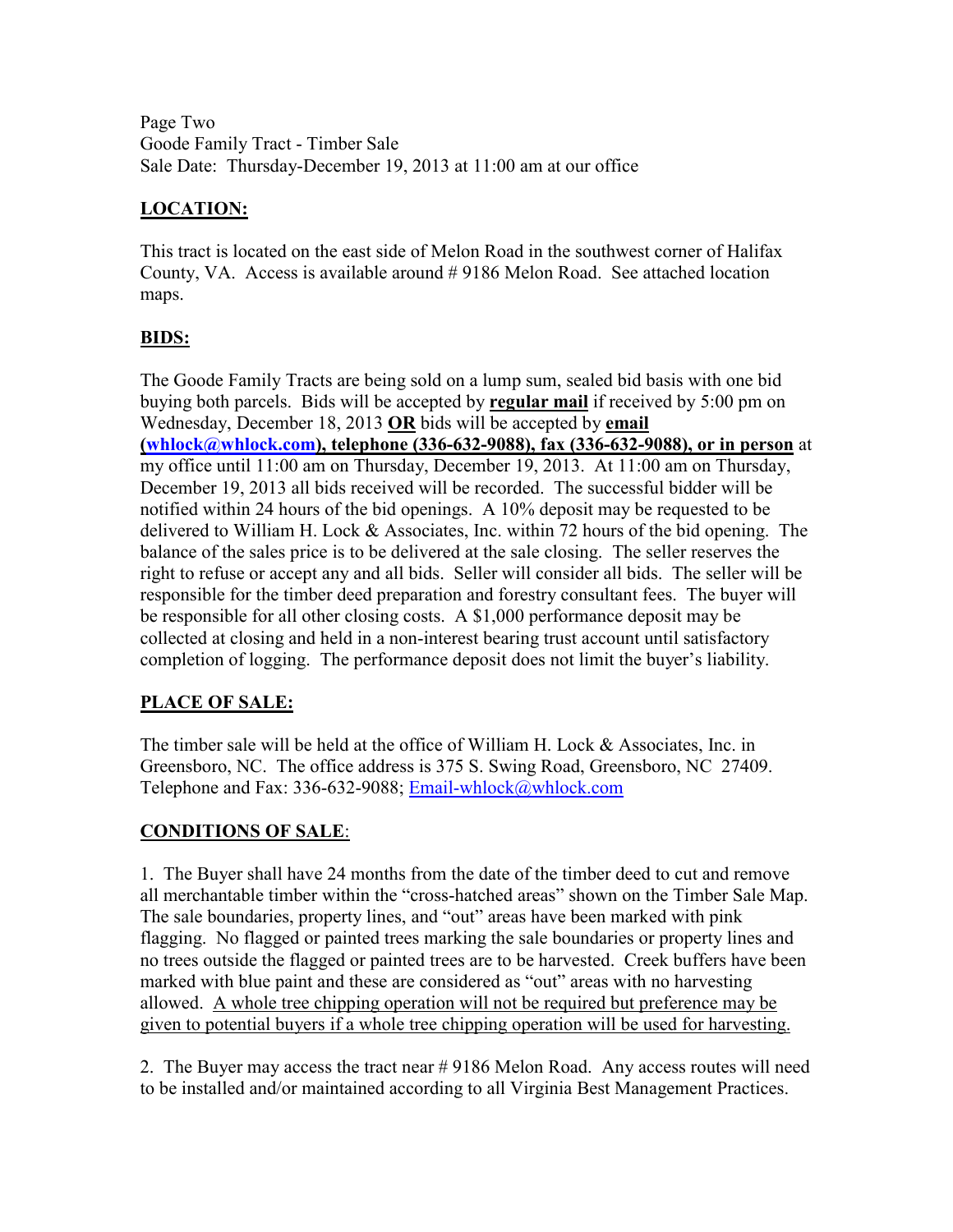Page Two
Goode Family Tract - Timber Sale
Sale Date: Thursday-December 19, 2013 at 11:00 am at our office

## LOCATION:

This tract is located on the east side of Melon Road in the southwest corner of Halifax County, VA. Access is available around # 9186 Melon Road. See attached location maps.

## BIDS:

The Goode Family Tracts are being sold on a lump sum, sealed bid basis with one bid buying both parcels. Bids will be accepted by **regular mail** if received by 5:00 pm on Wednesday, December 18, 2013 **OR** bids will be accepted by **email (whlock@whlock.com), telephone (336-632-9088), fax (336-632-9088), or in person** at my office until 11:00 am on Thursday, December 19, 2013. At 11:00 am on Thursday, December 19, 2013 all bids received will be recorded. The successful bidder will be notified within 24 hours of the bid openings. A 10% deposit may be requested to be delivered to William H. Lock & Associates, Inc. within 72 hours of the bid opening. The balance of the sales price is to be delivered at the sale closing. The seller reserves the right to refuse or accept any and all bids. Seller will consider all bids. The seller will be responsible for the timber deed preparation and forestry consultant fees. The buyer will be responsible for all other closing costs. A $1,000 performance deposit may be collected at closing and held in a non-interest bearing trust account until satisfactory completion of logging. The performance deposit does not limit the buyer's liability.

## PLACE OF SALE:

The timber sale will be held at the office of William H. Lock & Associates, Inc. in Greensboro, NC. The office address is 375 S. Swing Road, Greensboro, NC 27409. Telephone and Fax: 336-632-9088; Email-whlock@whlock.com

## CONDITIONS OF SALE:

1. The Buyer shall have 24 months from the date of the timber deed to cut and remove all merchantable timber within the "cross-hatched areas" shown on the Timber Sale Map. The sale boundaries, property lines, and "out" areas have been marked with pink flagging. No flagged or painted trees marking the sale boundaries or property lines and no trees outside the flagged or painted trees are to be harvested. Creek buffers have been marked with blue paint and these are considered as "out" areas with no harvesting allowed. A whole tree chipping operation will not be required but preference may be given to potential buyers if a whole tree chipping operation will be used for harvesting.

2. The Buyer may access the tract near # 9186 Melon Road. Any access routes will need to be installed and/or maintained according to all Virginia Best Management Practices.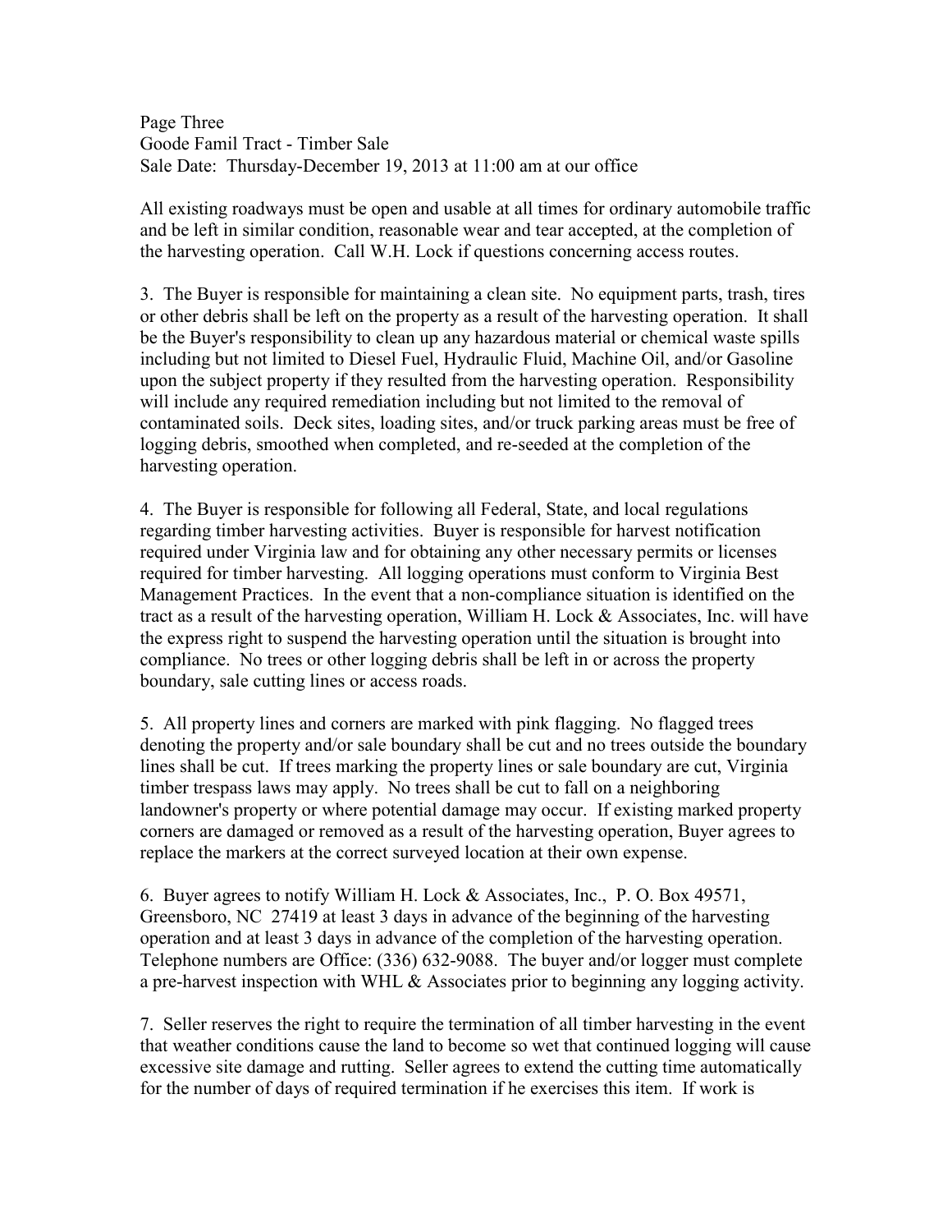Page Three
Goode Famil Tract - Timber Sale
Sale Date: Thursday-December 19, 2013 at 11:00 am at our office

All existing roadways must be open and usable at all times for ordinary automobile traffic and be left in similar condition, reasonable wear and tear accepted, at the completion of the harvesting operation. Call W.H. Lock if questions concerning access routes.

3. The Buyer is responsible for maintaining a clean site. No equipment parts, trash, tires or other debris shall be left on the property as a result of the harvesting operation. It shall be the Buyer's responsibility to clean up any hazardous material or chemical waste spills including but not limited to Diesel Fuel, Hydraulic Fluid, Machine Oil, and/or Gasoline upon the subject property if they resulted from the harvesting operation. Responsibility will include any required remediation including but not limited to the removal of contaminated soils. Deck sites, loading sites, and/or truck parking areas must be free of logging debris, smoothed when completed, and re-seeded at the completion of the harvesting operation.

4. The Buyer is responsible for following all Federal, State, and local regulations regarding timber harvesting activities. Buyer is responsible for harvest notification required under Virginia law and for obtaining any other necessary permits or licenses required for timber harvesting. All logging operations must conform to Virginia Best Management Practices. In the event that a non-compliance situation is identified on the tract as a result of the harvesting operation, William H. Lock & Associates, Inc. will have the express right to suspend the harvesting operation until the situation is brought into compliance. No trees or other logging debris shall be left in or across the property boundary, sale cutting lines or access roads.

5. All property lines and corners are marked with pink flagging. No flagged trees denoting the property and/or sale boundary shall be cut and no trees outside the boundary lines shall be cut. If trees marking the property lines or sale boundary are cut, Virginia timber trespass laws may apply. No trees shall be cut to fall on a neighboring landowner's property or where potential damage may occur. If existing marked property corners are damaged or removed as a result of the harvesting operation, Buyer agrees to replace the markers at the correct surveyed location at their own expense.

6. Buyer agrees to notify William H. Lock & Associates, Inc., P. O. Box 49571, Greensboro, NC 27419 at least 3 days in advance of the beginning of the harvesting operation and at least 3 days in advance of the completion of the harvesting operation. Telephone numbers are Office: (336) 632-9088. The buyer and/or logger must complete a pre-harvest inspection with WHL & Associates prior to beginning any logging activity.

7. Seller reserves the right to require the termination of all timber harvesting in the event that weather conditions cause the land to become so wet that continued logging will cause excessive site damage and rutting. Seller agrees to extend the cutting time automatically for the number of days of required termination if he exercises this item. If work is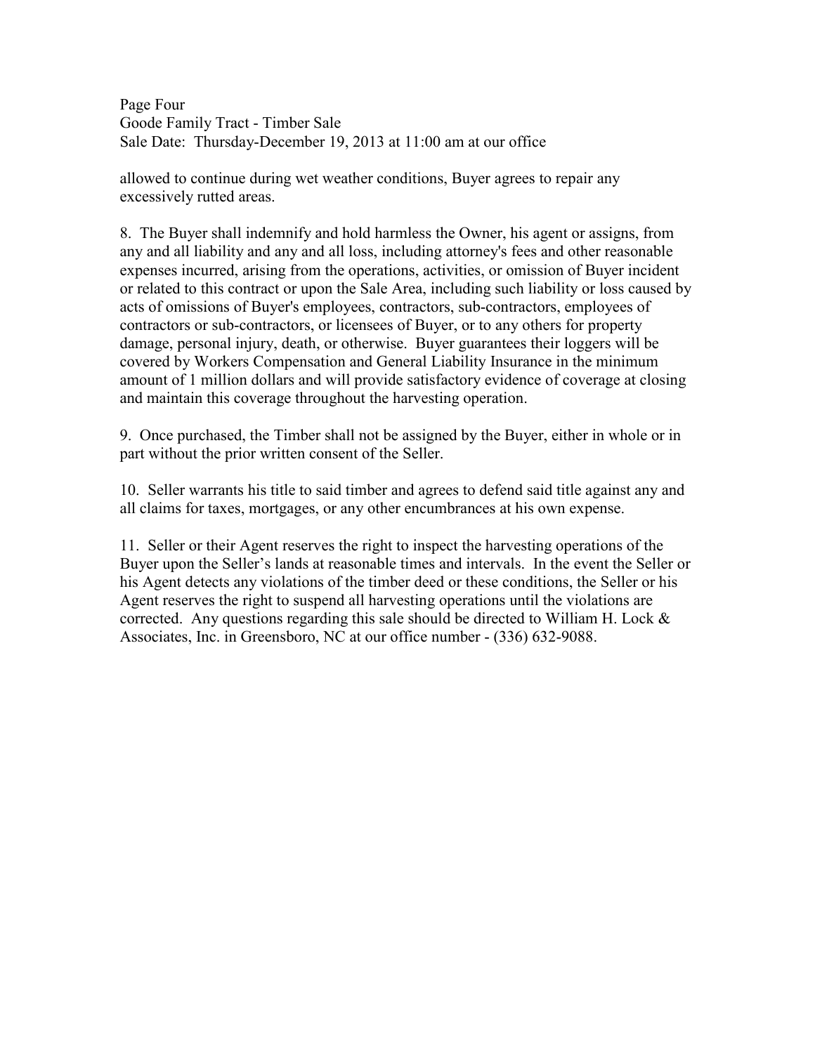allowed to continue during wet weather conditions, Buyer agrees to repair any excessively rutted areas.

8. The Buyer shall indemnify and hold harmless the Owner, his agent or assigns, from any and all liability and any and all loss, including attorney's fees and other reasonable expenses incurred, arising from the operations, activities, or omission of Buyer incident or related to this contract or upon the Sale Area, including such liability or loss caused by acts of omissions of Buyer's employees, contractors, sub-contractors, employees of contractors or sub-contractors, or licensees of Buyer, or to any others for property damage, personal injury, death, or otherwise. Buyer guarantees their loggers will be covered by Workers Compensation and General Liability Insurance in the minimum amount of 1 million dollars and will provide satisfactory evidence of coverage at closing and maintain this coverage throughout the harvesting operation.

9. Once purchased, the Timber shall not be assigned by the Buyer, either in whole or in part without the prior written consent of the Seller.

10. Seller warrants his title to said timber and agrees to defend said title against any and all claims for taxes, mortgages, or any other encumbrances at his own expense.

11. Seller or their Agent reserves the right to inspect the harvesting operations of the Buyer upon the Seller's lands at reasonable times and intervals. In the event the Seller or his Agent detects any violations of the timber deed or these conditions, the Seller or his Agent reserves the right to suspend all harvesting operations until the violations are corrected. Any questions regarding this sale should be directed to William H. Lock & Associates, Inc. in Greensboro, NC at our office number - (336) 632-9088.